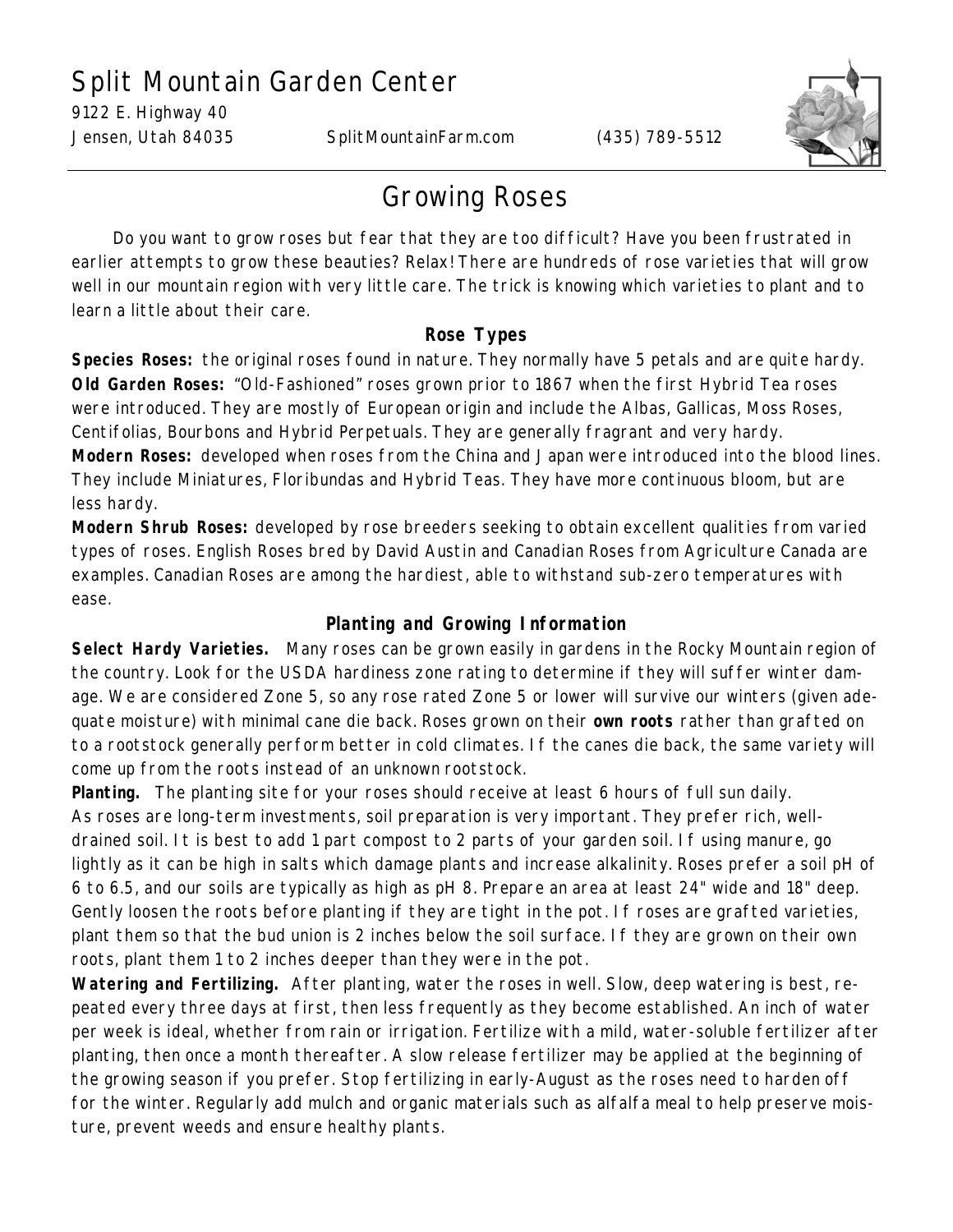# Split Mountain Garden Center

9122 E. Highway 40
Jensen, Utah 84035 SplitMountainFarm.com (435) 789-5512

## Growing Roses

Do you want to grow roses but fear that they are too difficult? Have you been frustrated in earlier attempts to grow these beauties? Relax! There are hundreds of rose varieties that will grow well in our mountain region with very little care. The trick is knowing which varieties to plant and to learn a little about their care.

### Rose Types

**Species Roses:** the original roses found in nature. They normally have 5 petals and are quite hardy.

**Old Garden Roses:** "Old-Fashioned" roses grown prior to 1867 when the first Hybrid Tea roses were introduced. They are mostly of European origin and include the Albas, Gallicas, Moss Roses, Centifolias, Bourbons and Hybrid Perpetuals. They are generally fragrant and very hardy.

**Modern Roses:** developed when roses from the China and Japan were introduced into the blood lines. They include Miniatures, Floribundas and Hybrid Teas. They have more continuous bloom, but are less hardy.

**Modern Shrub Roses:** developed by rose breeders seeking to obtain excellent qualities from varied types of roses. English Roses bred by David Austin and Canadian Roses from Agriculture Canada are examples. Canadian Roses are among the hardiest, able to withstand sub-zero temperatures with ease.

### Planting and Growing Information

**Select Hardy Varieties.** Many roses can be grown easily in gardens in the Rocky Mountain region of the country. Look for the USDA hardiness zone rating to determine if they will suffer winter damage. We are considered Zone 5, so any rose rated Zone 5 or lower will survive our winters (given adequate moisture) with minimal cane die back. Roses grown on their **own roots** rather than grafted on to a rootstock generally perform better in cold climates. If the canes die back, the same variety will come up from the roots instead of an unknown rootstock.

**Planting.** The planting site for your roses should receive at least 6 hours of full sun daily. As roses are long-term investments, soil preparation is very important. They prefer rich, well-drained soil. It is best to add 1 part compost to 2 parts of your garden soil. If using manure, go lightly as it can be high in salts which damage plants and increase alkalinity. Roses prefer a soil pH of 6 to 6.5, and our soils are typically as high as pH 8. Prepare an area at least 24" wide and 18" deep. Gently loosen the roots before planting if they are tight in the pot. If roses are grafted varieties, plant them so that the bud union is 2 inches below the soil surface. If they are grown on their own roots, plant them 1 to 2 inches deeper than they were in the pot.

**Watering and Fertilizing.** After planting, water the roses in well. Slow, deep watering is best, repeated every three days at first, then less frequently as they become established. An inch of water per week is ideal, whether from rain or irrigation. Fertilize with a mild, water-soluble fertilizer after planting, then once a month thereafter. A slow release fertilizer may be applied at the beginning of the growing season if you prefer. Stop fertilizing in early-August as the roses need to harden off for the winter. Regularly add mulch and organic materials such as alfalfa meal to help preserve moisture, prevent weeds and ensure healthy plants.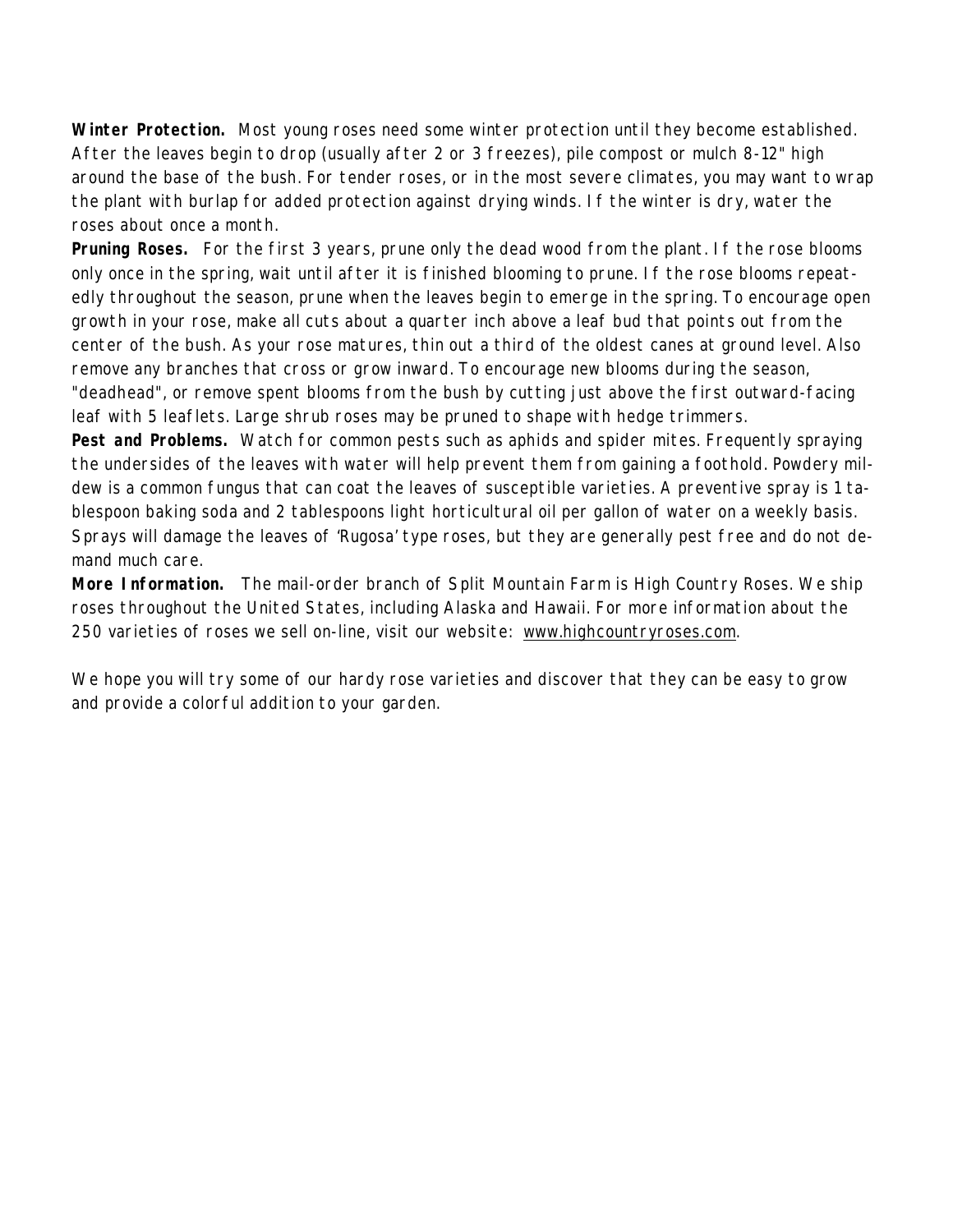**Winter Protection.** Most young roses need some winter protection until they become established. After the leaves begin to drop (usually after 2 or 3 freezes), pile compost or mulch 8-12" high around the base of the bush. For tender roses, or in the most severe climates, you may want to wrap the plant with burlap for added protection against drying winds. If the winter is dry, water the roses about once a month.

**Pruning Roses.** For the first 3 years, prune only the dead wood from the plant. If the rose blooms only once in the spring, wait until after it is finished blooming to prune. If the rose blooms repeatedly throughout the season, prune when the leaves begin to emerge in the spring. To encourage open growth in your rose, make all cuts about a quarter inch above a leaf bud that points out from the center of the bush. As your rose matures, thin out a third of the oldest canes at ground level. Also remove any branches that cross or grow inward. To encourage new blooms during the season, "deadhead", or remove spent blooms from the bush by cutting just above the first outward-facing leaf with 5 leaflets. Large shrub roses may be pruned to shape with hedge trimmers.

**Pest and Problems.** Watch for common pests such as aphids and spider mites. Frequently spraying the undersides of the leaves with water will help prevent them from gaining a foothold. Powdery mildew is a common fungus that can coat the leaves of susceptible varieties. A preventive spray is 1 tablespoon baking soda and 2 tablespoons light horticultural oil per gallon of water on a weekly basis. Sprays will damage the leaves of 'Rugosa' type roses, but they are generally pest free and do not demand much care.

**More Information.** The mail-order branch of Split Mountain Farm is High Country Roses. We ship roses throughout the United States, including Alaska and Hawaii. For more information about the 250 varieties of roses we sell on-line, visit our website: www.highcountryroses.com.

We hope you will try some of our hardy rose varieties and discover that they can be easy to grow and provide a colorful addition to your garden.